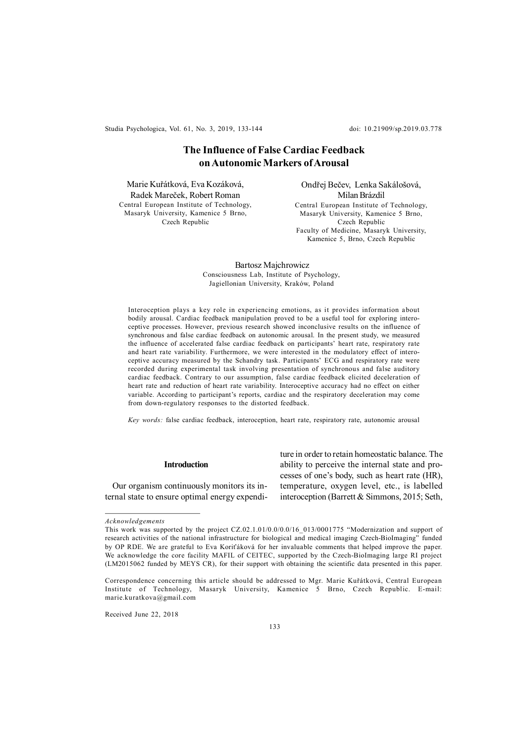# The Influence of False Cardiac Feedback on Autonomic Markers of Arousal

Marie Kuřátková, Eva Kozáková, Radek Mareček, Robert Roman
Central European Institute of Technology, Masaryk University, Kamenice 5 Brno, Czech Republic

Ondřej Bečev, Lenka Sakálošová, Milan Brázdil
Central European Institute of Technology, Masaryk University, Kamenice 5 Brno, Czech Republic
Faculty of Medicine, Masaryk University, Kamenice 5, Brno, Czech Republic

Bartosz Majchrowicz
Consciousness Lab, Institute of Psychology, Jagiellonian University, Kraków, Poland

Interoception plays a key role in experiencing emotions, as it provides information about bodily arousal. Cardiac feedback manipulation proved to be a useful tool for exploring interoceptive processes. However, previous research showed inconclusive results on the influence of synchronous and false cardiac feedback on autonomic arousal. In the present study, we measured the influence of accelerated false cardiac feedback on participants' heart rate, respiratory rate and heart rate variability. Furthermore, we were interested in the modulatory effect of interoceptive accuracy measured by the Schandry task. Participants' ECG and respiratory rate were recorded during experimental task involving presentation of synchronous and false auditory cardiac feedback. Contrary to our assumption, false cardiac feedback elicited deceleration of heart rate and reduction of heart rate variability. Interoceptive accuracy had no effect on either variable. According to participant's reports, cardiac and the respiratory deceleration may come from down-regulatory responses to the distorted feedback.

*Key words:* false cardiac feedback, interoception, heart rate, respiratory rate, autonomic arousal

## Introduction

Our organism continuously monitors its internal state to ensure optimal energy expenditure in order to retain homeostatic balance. The ability to perceive the internal state and processes of one's body, such as heart rate (HR), temperature, oxygen level, etc., is labelled interoception (Barrett & Simmons, 2015; Seth,

---

*Acknowledgements*

This work was supported by the project CZ.02.1.01/0.0/0.0/16_013/0001775 "Modernization and support of research activities of the national infrastructure for biological and medical imaging Czech-BioImaging" funded by OP RDE. We are grateful to Eva Koriťáková for her invaluable comments that helped improve the paper. We acknowledge the core facility MAFIL of CEITEC, supported by the Czech-BioImaging large RI project (LM2015062 funded by MEYS CR), for their support with obtaining the scientific data presented in this paper.

Correspondence concerning this article should be addressed to Mgr. Marie Kuřátková, Central European Institute of Technology, Masaryk University, Kamenice 5 Brno, Czech Republic. E-mail: marie.kuratkova@gmail.com

Received June 22, 2018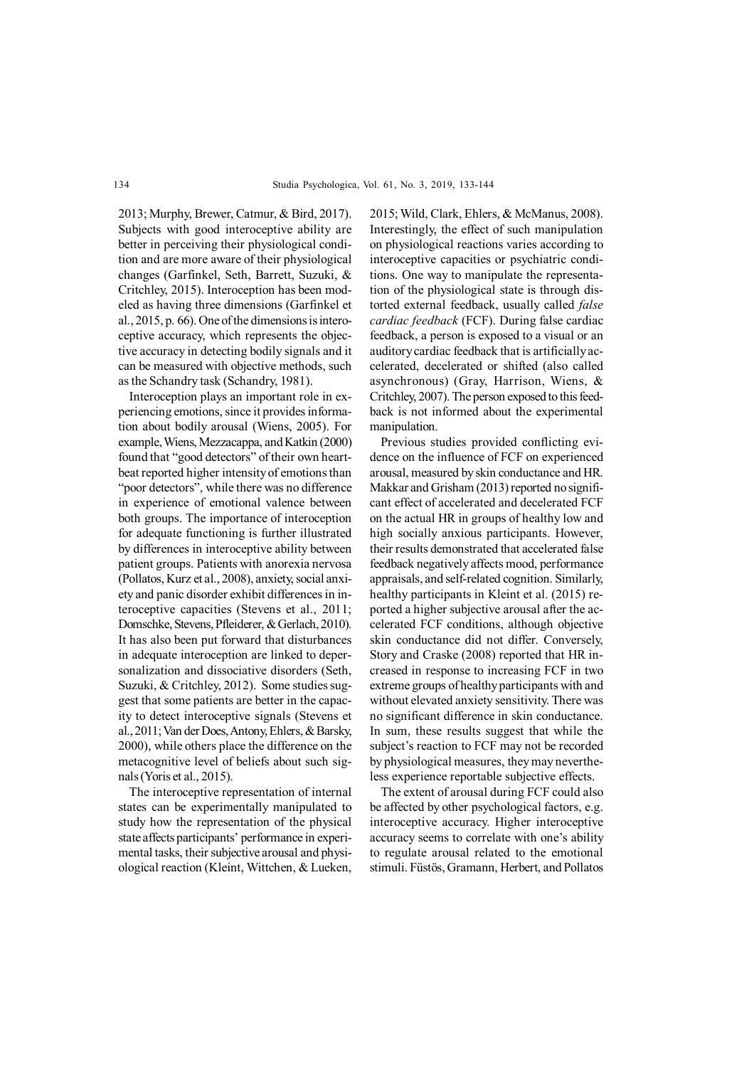2013; Murphy, Brewer, Catmur, & Bird, 2017). Subjects with good interoceptive ability are better in perceiving their physiological condition and are more aware of their physiological changes (Garfinkel, Seth, Barrett, Suzuki, & Critchley, 2015). Interoception has been modeled as having three dimensions (Garfinkel et al., 2015, p. 66). One of the dimensions is interoceptive accuracy, which represents the objective accuracy in detecting bodily signals and it can be measured with objective methods, such as the Schandry task (Schandry, 1981).

Interoception plays an important role in experiencing emotions, since it provides information about bodily arousal (Wiens, 2005). For example, Wiens, Mezzacappa, and Katkin (2000) found that "good detectors" of their own heartbeat reported higher intensity of emotions than "poor detectors", while there was no difference in experience of emotional valence between both groups. The importance of interoception for adequate functioning is further illustrated by differences in interoceptive ability between patient groups. Patients with anorexia nervosa (Pollatos, Kurz et al., 2008), anxiety, social anxiety and panic disorder exhibit differences in interoceptive capacities (Stevens et al., 2011; Domschke, Stevens, Pfleiderer, & Gerlach, 2010). It has also been put forward that disturbances in adequate interoception are linked to depersonalization and dissociative disorders (Seth, Suzuki, & Critchley, 2012). Some studies suggest that some patients are better in the capacity to detect interoceptive signals (Stevens et al., 2011; Van der Does, Antony, Ehlers, & Barsky, 2000), while others place the difference on the metacognitive level of beliefs about such signals (Yoris et al., 2015).

The interoceptive representation of internal states can be experimentally manipulated to study how the representation of the physical state affects participants' performance in experimental tasks, their subjective arousal and physiological reaction (Kleint, Wittchen, & Lueken, 2015; Wild, Clark, Ehlers, & McManus, 2008). Interestingly, the effect of such manipulation on physiological reactions varies according to interoceptive capacities or psychiatric conditions. One way to manipulate the representation of the physiological state is through distorted external feedback, usually called *false cardiac feedback* (FCF). During false cardiac feedback, a person is exposed to a visual or an auditory cardiac feedback that is artificially accelerated, decelerated or shifted (also called asynchronous) (Gray, Harrison, Wiens, & Critchley, 2007). The person exposed to this feedback is not informed about the experimental manipulation.

Previous studies provided conflicting evidence on the influence of FCF on experienced arousal, measured by skin conductance and HR. Makkar and Grisham (2013) reported no significant effect of accelerated and decelerated FCF on the actual HR in groups of healthy low and high socially anxious participants. However, their results demonstrated that accelerated false feedback negatively affects mood, performance appraisals, and self-related cognition. Similarly, healthy participants in Kleint et al. (2015) reported a higher subjective arousal after the accelerated FCF conditions, although objective skin conductance did not differ. Conversely, Story and Craske (2008) reported that HR increased in response to increasing FCF in two extreme groups of healthy participants with and without elevated anxiety sensitivity. There was no significant difference in skin conductance. In sum, these results suggest that while the subject's reaction to FCF may not be recorded by physiological measures, they may nevertheless experience reportable subjective effects.

The extent of arousal during FCF could also be affected by other psychological factors, e.g. interoceptive accuracy. Higher interoceptive accuracy seems to correlate with one's ability to regulate arousal related to the emotional stimuli. Füstös, Gramann, Herbert, and Pollatos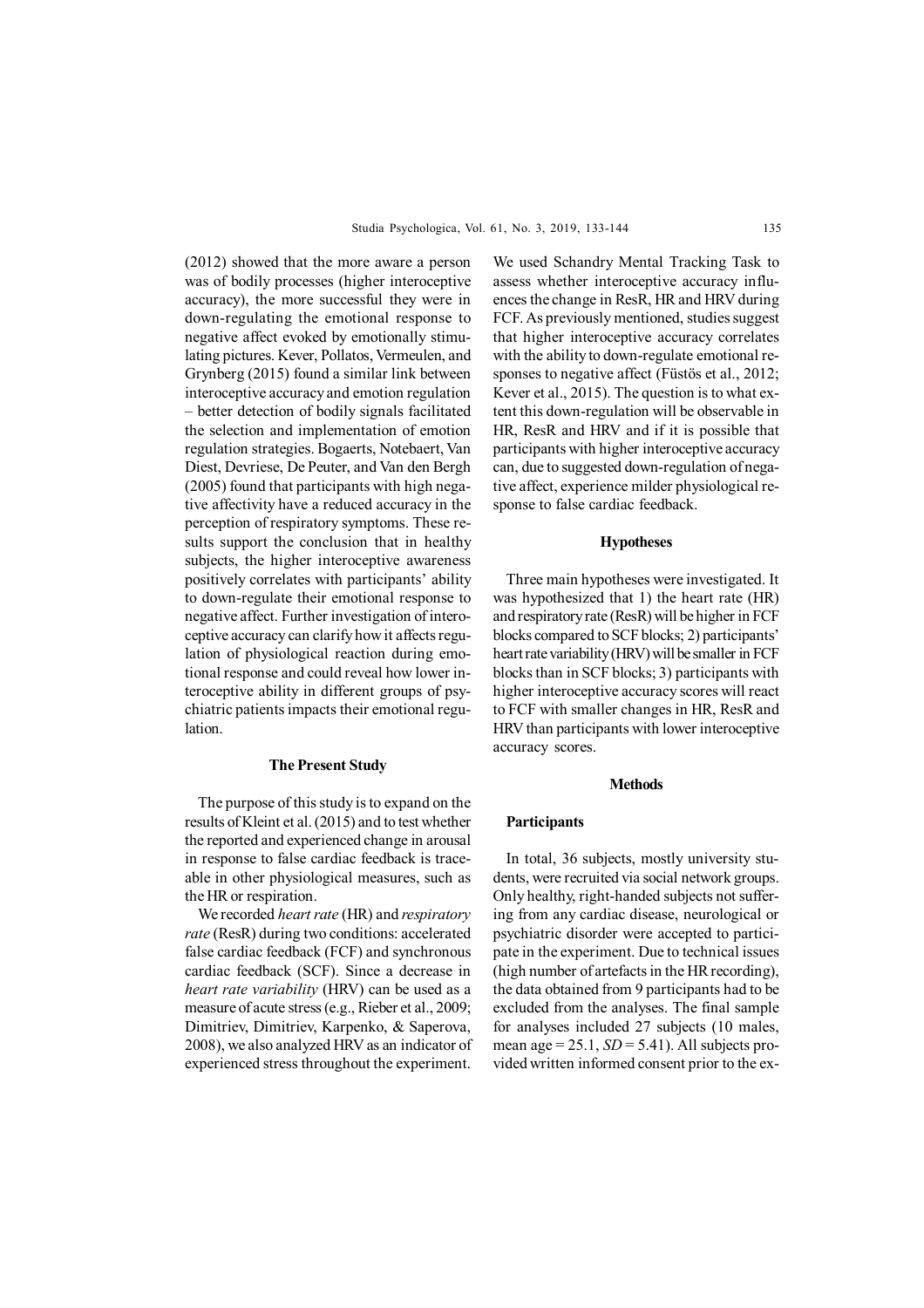(2012) showed that the more aware a person was of bodily processes (higher interoceptive accuracy), the more successful they were in down-regulating the emotional response to negative affect evoked by emotionally stimulating pictures. Kever, Pollatos, Vermeulen, and Grynberg (2015) found a similar link between interoceptive accuracy and emotion regulation – better detection of bodily signals facilitated the selection and implementation of emotion regulation strategies. Bogaerts, Notebaert, Van Diest, Devriese, De Peuter, and Van den Bergh (2005) found that participants with high negative affectivity have a reduced accuracy in the perception of respiratory symptoms. These results support the conclusion that in healthy subjects, the higher interoceptive awareness positively correlates with participants' ability to down-regulate their emotional response to negative affect. Further investigation of interoceptive accuracy can clarify how it affects regulation of physiological reaction during emotional response and could reveal how lower interoceptive ability in different groups of psychiatric patients impacts their emotional regulation.

## The Present Study

The purpose of this study is to expand on the results of Kleint et al. (2015) and to test whether the reported and experienced change in arousal in response to false cardiac feedback is traceable in other physiological measures, such as the HR or respiration.

We recorded *heart rate* (HR) and *respiratory rate* (ResR) during two conditions: accelerated false cardiac feedback (FCF) and synchronous cardiac feedback (SCF). Since a decrease in *heart rate variability* (HRV) can be used as a measure of acute stress (e.g., Rieber et al., 2009; Dimitriev, Dimitriev, Karpenko, & Saperova, 2008), we also analyzed HRV as an indicator of experienced stress throughout the experiment. We used Schandry Mental Tracking Task to assess whether interoceptive accuracy influences the change in ResR, HR and HRV during FCF. As previously mentioned, studies suggest that higher interoceptive accuracy correlates with the ability to down-regulate emotional responses to negative affect (Füstös et al., 2012; Kever et al., 2015). The question is to what extent this down-regulation will be observable in HR, ResR and HRV and if it is possible that participants with higher interoceptive accuracy can, due to suggested down-regulation of negative affect, experience milder physiological response to false cardiac feedback.

## Hypotheses

Three main hypotheses were investigated. It was hypothesized that 1) the heart rate (HR) and respiratory rate (ResR) will be higher in FCF blocks compared to SCF blocks; 2) participants' heart rate variability (HRV) will be smaller in FCF blocks than in SCF blocks; 3) participants with higher interoceptive accuracy scores will react to FCF with smaller changes in HR, ResR and HRV than participants with lower interoceptive accuracy scores.

## Methods

### Participants

In total, 36 subjects, mostly university students, were recruited via social network groups. Only healthy, right-handed subjects not suffering from any cardiac disease, neurological or psychiatric disorder were accepted to participate in the experiment. Due to technical issues (high number of artefacts in the HR recording), the data obtained from 9 participants had to be excluded from the analyses. The final sample for analyses included 27 subjects (10 males, mean age = 25.1, *SD* = 5.41). All subjects provided written informed consent prior to the ex-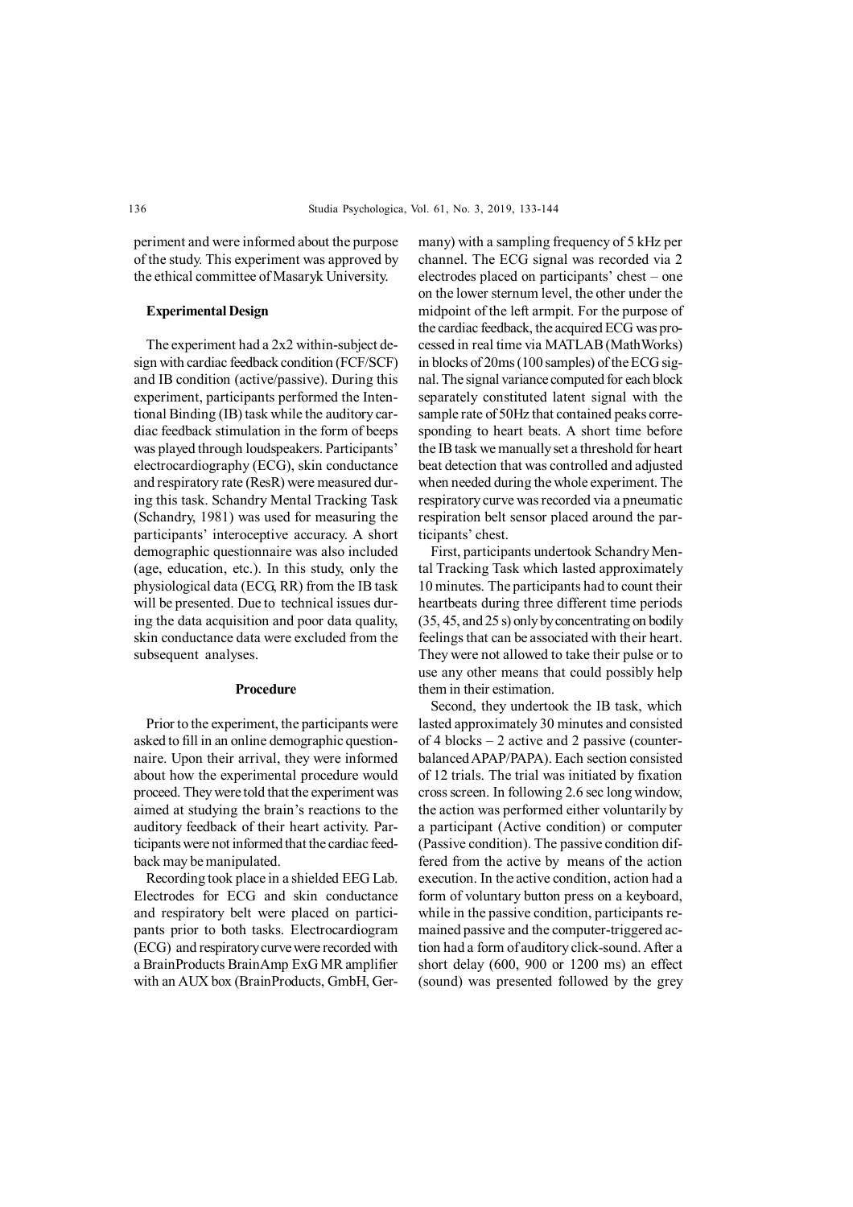periment and were informed about the purpose of the study. This experiment was approved by the ethical committee of Masaryk University.

## Experimental Design

The experiment had a 2x2 within-subject design with cardiac feedback condition (FCF/SCF) and IB condition (active/passive). During this experiment, participants performed the Intentional Binding (IB) task while the auditory cardiac feedback stimulation in the form of beeps was played through loudspeakers. Participants' electrocardiography (ECG), skin conductance and respiratory rate (ResR) were measured during this task. Schandry Mental Tracking Task (Schandry, 1981) was used for measuring the participants' interoceptive accuracy. A short demographic questionnaire was also included (age, education, etc.). In this study, only the physiological data (ECG, RR) from the IB task will be presented. Due to technical issues during the data acquisition and poor data quality, skin conductance data were excluded from the subsequent analyses.

## Procedure

Prior to the experiment, the participants were asked to fill in an online demographic questionnaire. Upon their arrival, they were informed about how the experimental procedure would proceed. They were told that the experiment was aimed at studying the brain's reactions to the auditory feedback of their heart activity. Participants were not informed that the cardiac feedback may be manipulated.

Recording took place in a shielded EEG Lab. Electrodes for ECG and skin conductance and respiratory belt were placed on participants prior to both tasks. Electrocardiogram (ECG) and respiratory curve were recorded with a BrainProducts BrainAmp ExG MR amplifier with an AUX box (BrainProducts, GmbH, Germany) with a sampling frequency of 5 kHz per channel. The ECG signal was recorded via 2 electrodes placed on participants' chest – one on the lower sternum level, the other under the midpoint of the left armpit. For the purpose of the cardiac feedback, the acquired ECG was processed in real time via MATLAB (MathWorks) in blocks of 20ms (100 samples) of the ECG signal. The signal variance computed for each block separately constituted latent signal with the sample rate of 50Hz that contained peaks corresponding to heart beats. A short time before the IB task we manually set a threshold for heart beat detection that was controlled and adjusted when needed during the whole experiment. The respiratory curve was recorded via a pneumatic respiration belt sensor placed around the participants' chest.

First, participants undertook Schandry Mental Tracking Task which lasted approximately 10 minutes. The participants had to count their heartbeats during three different time periods (35, 45, and 25 s) only by concentrating on bodily feelings that can be associated with their heart. They were not allowed to take their pulse or to use any other means that could possibly help them in their estimation.

Second, they undertook the IB task, which lasted approximately 30 minutes and consisted of 4 blocks – 2 active and 2 passive (counterbalanced APAP/PAPA). Each section consisted of 12 trials. The trial was initiated by fixation cross screen. In following 2.6 sec long window, the action was performed either voluntarily by a participant (Active condition) or computer (Passive condition). The passive condition differed from the active by means of the action execution. In the active condition, action had a form of voluntary button press on a keyboard, while in the passive condition, participants remained passive and the computer-triggered action had a form of auditory click-sound. After a short delay (600, 900 or 1200 ms) an effect (sound) was presented followed by the grey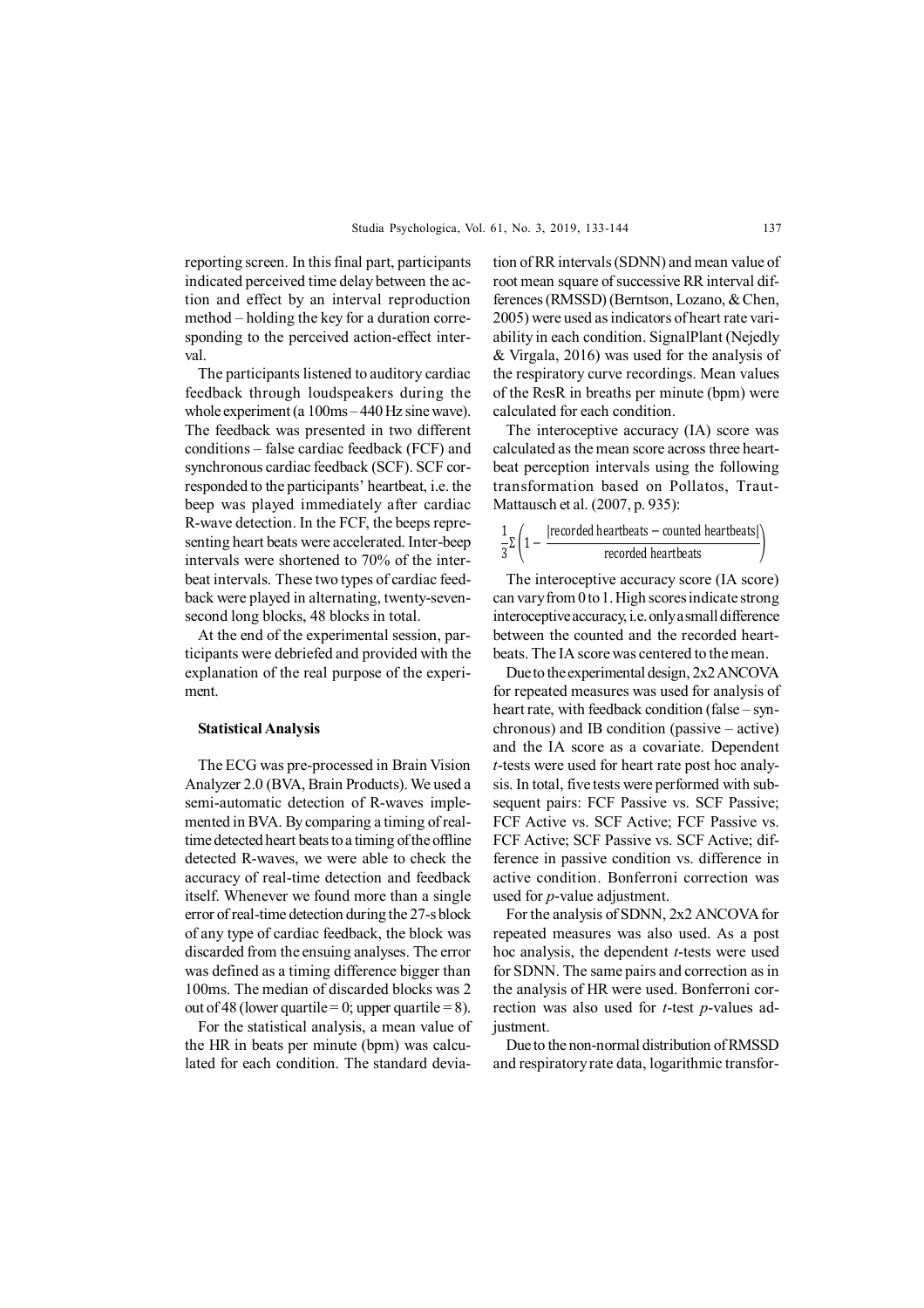reporting screen. In this final part, participants indicated perceived time delay between the action and effect by an interval reproduction method – holding the key for a duration corresponding to the perceived action-effect interval.

The participants listened to auditory cardiac feedback through loudspeakers during the whole experiment (a 100ms – 440 Hz sine wave). The feedback was presented in two different conditions – false cardiac feedback (FCF) and synchronous cardiac feedback (SCF). SCF corresponded to the participants' heartbeat, i.e. the beep was played immediately after cardiac R-wave detection. In the FCF, the beeps representing heart beats were accelerated. Inter-beep intervals were shortened to 70% of the interbeat intervals. These two types of cardiac feedback were played in alternating, twenty-seven-second long blocks, 48 blocks in total.

At the end of the experimental session, participants were debriefed and provided with the explanation of the real purpose of the experiment.

### Statistical Analysis

The ECG was pre-processed in Brain Vision Analyzer 2.0 (BVA, Brain Products). We used a semi-automatic detection of R-waves implemented in BVA. By comparing a timing of real-time detected heart beats to a timing of the offline detected R-waves, we were able to check the accuracy of real-time detection and feedback itself. Whenever we found more than a single error of real-time detection during the 27-s block of any type of cardiac feedback, the block was discarded from the ensuing analyses. The error was defined as a timing difference bigger than 100ms. The median of discarded blocks was 2 out of 48 (lower quartile = 0; upper quartile = 8).

For the statistical analysis, a mean value of the HR in beats per minute (bpm) was calculated for each condition. The standard deviation of RR intervals (SDNN) and mean value of root mean square of successive RR interval differences (RMSSD) (Berntson, Lozano, & Chen, 2005) were used as indicators of heart rate variability in each condition. SignalPlant (Nejedly & Virgala, 2016) was used for the analysis of the respiratory curve recordings. Mean values of the ResR in breaths per minute (bpm) were calculated for each condition.

The interoceptive accuracy (IA) score was calculated as the mean score across three heartbeat perception intervals using the following transformation based on Pollatos, Traut-Mattausch et al. (2007, p. 935):

$$\frac{1}{3}\Sigma\left(1 - \frac{|\text{recorded heartbeats} - \text{counted heartbeats}|}{\text{recorded heartbeats}}\right)$$

The interoceptive accuracy score (IA score) can vary from 0 to 1. High scores indicate strong interoceptive accuracy, i.e. only a small difference between the counted and the recorded heartbeats. The IA score was centered to the mean.

Due to the experimental design, 2x2 ANCOVA for repeated measures was used for analysis of heart rate, with feedback condition (false – synchronous) and IB condition (passive – active) and the IA score as a covariate. Dependent *t*-tests were used for heart rate post hoc analysis. In total, five tests were performed with subsequent pairs: FCF Passive vs. SCF Passive; FCF Active vs. SCF Active; FCF Passive vs. FCF Active; SCF Passive vs. SCF Active; difference in passive condition vs. difference in active condition. Bonferroni correction was used for *p*-value adjustment.

For the analysis of SDNN, 2x2 ANCOVA for repeated measures was also used. As a post hoc analysis, the dependent *t*-tests were used for SDNN. The same pairs and correction as in the analysis of HR were used. Bonferroni correction was also used for *t*-test *p*-values adjustment.

Due to the non-normal distribution of RMSSD and respiratory rate data, logarithmic transfor-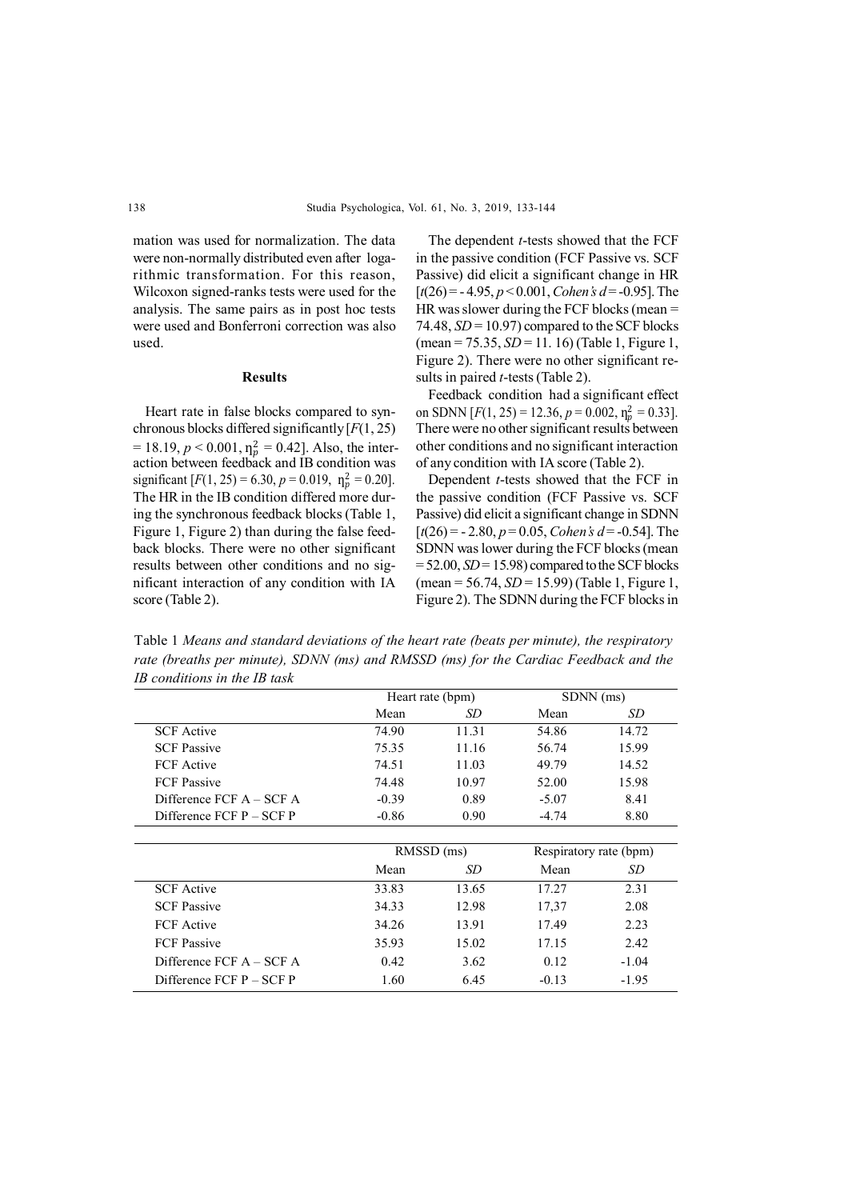mation was used for normalization. The data were non-normally distributed even after logarithmic transformation. For this reason, Wilcoxon signed-ranks tests were used for the analysis. The same pairs as in post hoc tests were used and Bonferroni correction was also used.

## Results

Heart rate in false blocks compared to synchronous blocks differed significantly [$F(1, 25) = 18.19$, $p < 0.001$, $\eta_p^2 = 0.42$]. Also, the interaction between feedback and IB condition was significant [$F(1, 25) = 6.30$, $p = 0.019$, $\eta_p^2 = 0.20$]. The HR in the IB condition differed more during the synchronous feedback blocks (Table 1, Figure 1, Figure 2) than during the false feedback blocks. There were no other significant results between other conditions and no significant interaction of any condition with IA score (Table 2).

The dependent *t*-tests showed that the FCF in the passive condition (FCF Passive vs. SCF Passive) did elicit a significant change in HR [$t(26) = -4.95$, $p < 0.001$, *Cohen's d* = -0.95]. The HR was slower during the FCF blocks (mean = 74.48, *SD* = 10.97) compared to the SCF blocks (mean = 75.35, *SD* = 11. 16) (Table 1, Figure 1, Figure 2). There were no other significant results in paired *t*-tests (Table 2).

Feedback condition had a significant effect on SDNN [$F(1, 25) = 12.36$, $p = 0.002$, $\eta_p^2 = 0.33$]. There were no other significant results between other conditions and no significant interaction of any condition with IA score (Table 2).

Dependent *t*-tests showed that the FCF in the passive condition (FCF Passive vs. SCF Passive) did elicit a significant change in SDNN [$t(26) = -2.80$, $p = 0.05$, *Cohen's d* = -0.54]. The SDNN was lower during the FCF blocks (mean = 52.00, *SD* = 15.98) compared to the SCF blocks (mean = 56.74, *SD* = 15.99) (Table 1, Figure 1, Figure 2). The SDNN during the FCF blocks in

Table 1 *Means and standard deviations of the heart rate (beats per minute), the respiratory rate (breaths per minute), SDNN (ms) and RMSSD (ms) for the Cardiac Feedback and the IB conditions in the IB task*

| | Heart rate (bpm) | | SDNN (ms) | |
|---|---|---|---|---|
| | Mean | *SD* | Mean | *SD* |
| SCF Active | 74.90 | 11.31 | 54.86 | 14.72 |
| SCF Passive | 75.35 | 11.16 | 56.74 | 15.99 |
| FCF Active | 74.51 | 11.03 | 49.79 | 14.52 |
| FCF Passive | 74.48 | 10.97 | 52.00 | 15.98 |
| Difference FCF A – SCF A | -0.39 | 0.89 | -5.07 | 8.41 |
| Difference FCF P – SCF P | -0.86 | 0.90 | -4.74 | 8.80 |

| | RMSSD (ms) | | Respiratory rate (bpm) | |
|---|---|---|---|---|
| | Mean | *SD* | Mean | *SD* |
| SCF Active | 33.83 | 13.65 | 17.27 | 2.31 |
| SCF Passive | 34.33 | 12.98 | 17,37 | 2.08 |
| FCF Active | 34.26 | 13.91 | 17.49 | 2.23 |
| FCF Passive | 35.93 | 15.02 | 17.15 | 2.42 |
| Difference FCF A – SCF A | 0.42 | 3.62 | 0.12 | -1.04 |
| Difference FCF P – SCF P | 1.60 | 6.45 | -0.13 | -1.95 |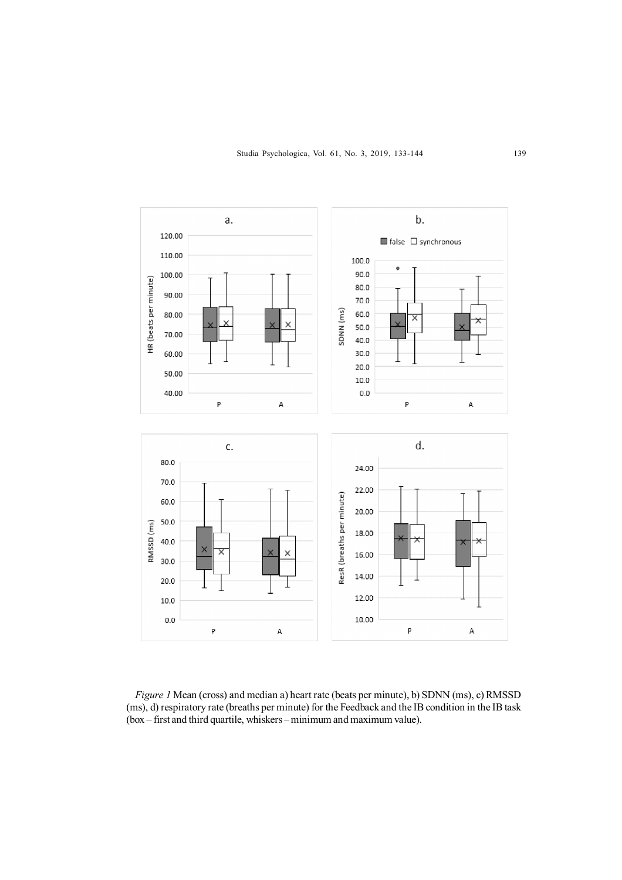*Figure 1* Mean (cross) and median a) heart rate (beats per minute), b) SDNN (ms), c) RMSSD (ms), d) respiratory rate (breaths per minute) for the Feedback and the IB condition in the IB task (box – first and third quartile, whiskers – minimum and maximum value).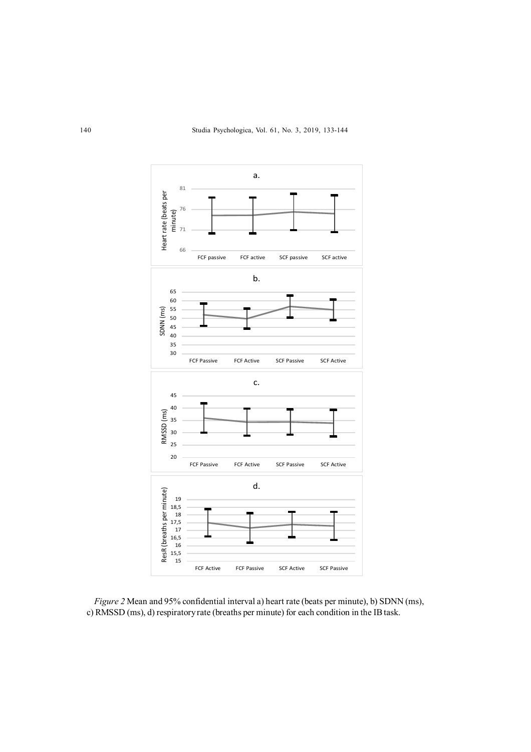*Figure 2* Mean and 95% confidential interval a) heart rate (beats per minute), b) SDNN (ms), c) RMSSD (ms), d) respiratory rate (breaths per minute) for each condition in the IB task.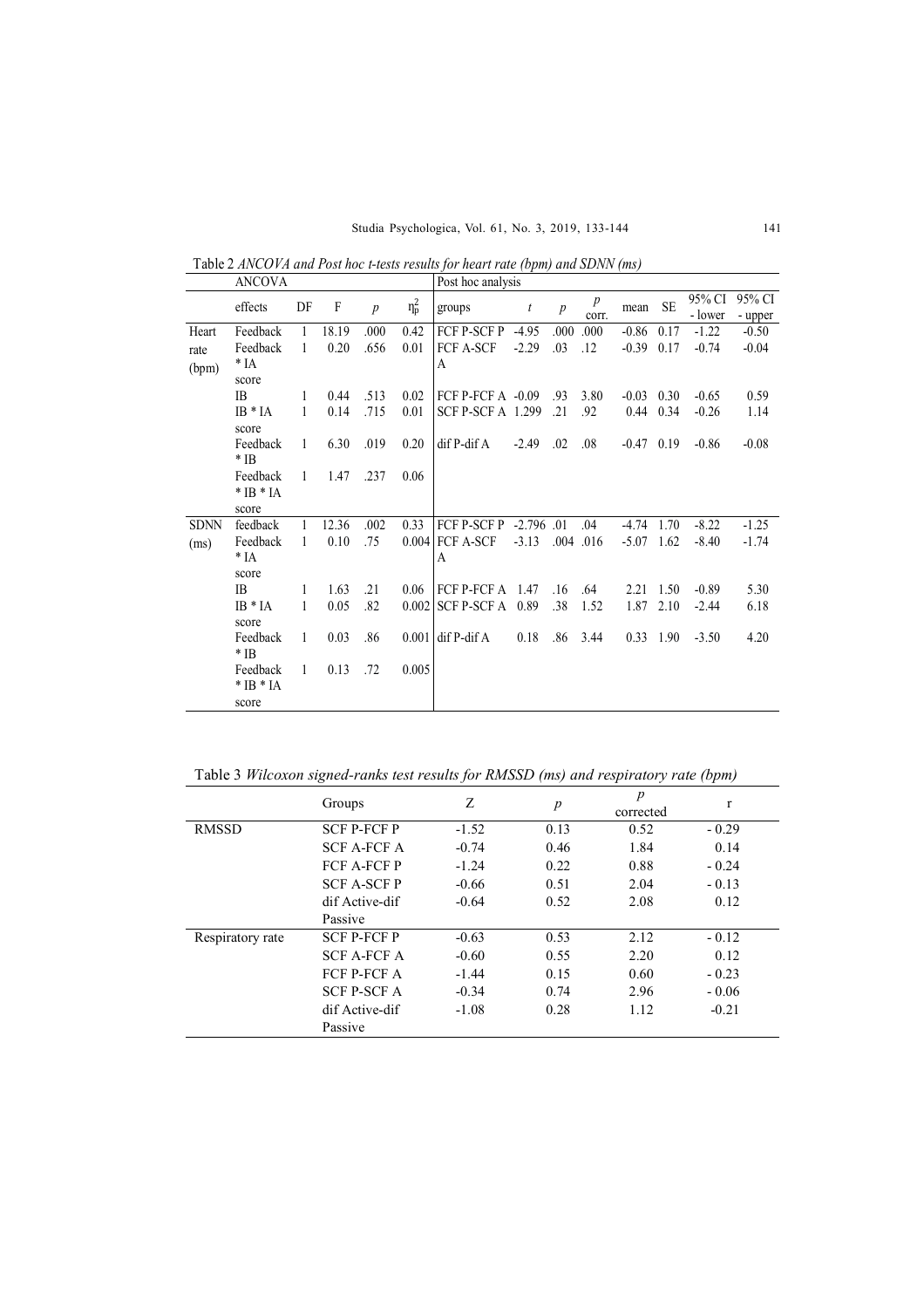Table 2 *ANCOVA and Post hoc t-tests results for heart rate (bpm) and SDNN (ms)*

| | ANCOVA | | | | | Post hoc analysis | | | | | | | |
|---|---|---|---|---|---|---|---|---|---|---|---|---|---|
| | effects | DF | F | $p$ | $\eta_p^2$ | groups | $t$ | $p$ | $p$ corr. | mean | SE | 95% CI - lower | 95% CI - upper |
| Heart rate (bpm) | Feedback | 1 | 18.19 | .000 | 0.42 | FCF P-SCF P | -4.95 | .000 | .000 | -0.86 | 0.17 | -1.22 | -0.50 |
| | Feedback * IA score | 1 | 0.20 | .656 | 0.01 | FCF A-SCF A | -2.29 | .03 | .12 | -0.39 | 0.17 | -0.74 | -0.04 |
| | IB | 1 | 0.44 | .513 | 0.02 | FCF P-FCF A | -0.09 | .93 | 3.80 | -0.03 | 0.30 | -0.65 | 0.59 |
| | IB * IA score | 1 | 0.14 | .715 | 0.01 | SCF P-SCF A | 1.299 | .21 | .92 | 0.44 | 0.34 | -0.26 | 1.14 |
| | Feedback * IB | 1 | 6.30 | .019 | 0.20 | dif P-dif A | -2.49 | .02 | .08 | -0.47 | 0.19 | -0.86 | -0.08 |
| | Feedback * IB * IA score | 1 | 1.47 | .237 | 0.06 | | | | | | | | |
| SDNN (ms) | feedback | 1 | 12.36 | .002 | 0.33 | FCF P-SCF P | -2.796 | .01 | .04 | -4.74 | 1.70 | -8.22 | -1.25 |
| | Feedback * IA score | 1 | 0.10 | .75 | 0.004 | FCF A-SCF A | -3.13 | .004 | .016 | -5.07 | 1.62 | -8.40 | -1.74 |
| | IB | 1 | 1.63 | .21 | 0.06 | FCF P-FCF A | 1.47 | .16 | .64 | 2.21 | 1.50 | -0.89 | 5.30 |
| | IB * IA score | 1 | 0.05 | .82 | 0.002 | SCF P-SCF A | 0.89 | .38 | 1.52 | 1.87 | 2.10 | -2.44 | 6.18 |
| | Feedback * IB | 1 | 0.03 | .86 | 0.001 | dif P-dif A | 0.18 | .86 | 3.44 | 0.33 | 1.90 | -3.50 | 4.20 |
| | Feedback * IB * IA score | 1 | 0.13 | .72 | 0.005 | | | | | | | | |

Table 3 *Wilcoxon signed-ranks test results for RMSSD (ms) and respiratory rate (bpm)*

| | Groups | Z | $p$ | $p$ corrected | r |
|---|---|---|---|---|---|
| RMSSD | SCF P-FCF P | -1.52 | 0.13 | 0.52 | - 0.29 |
| | SCF A-FCF A | -0.74 | 0.46 | 1.84 | 0.14 |
| | FCF A-FCF P | -1.24 | 0.22 | 0.88 | - 0.24 |
| | SCF A-SCF P | -0.66 | 0.51 | 2.04 | - 0.13 |
| | dif Active-dif Passive | -0.64 | 0.52 | 2.08 | 0.12 |
| Respiratory rate | SCF P-FCF P | -0.63 | 0.53 | 2.12 | - 0.12 |
| | SCF A-FCF A | -0.60 | 0.55 | 2.20 | 0.12 |
| | FCF P-FCF A | -1.44 | 0.15 | 0.60 | - 0.23 |
| | SCF P-SCF A | -0.34 | 0.74 | 2.96 | - 0.06 |
| | dif Active-dif Passive | -1.08 | 0.28 | 1.12 | -0.21 |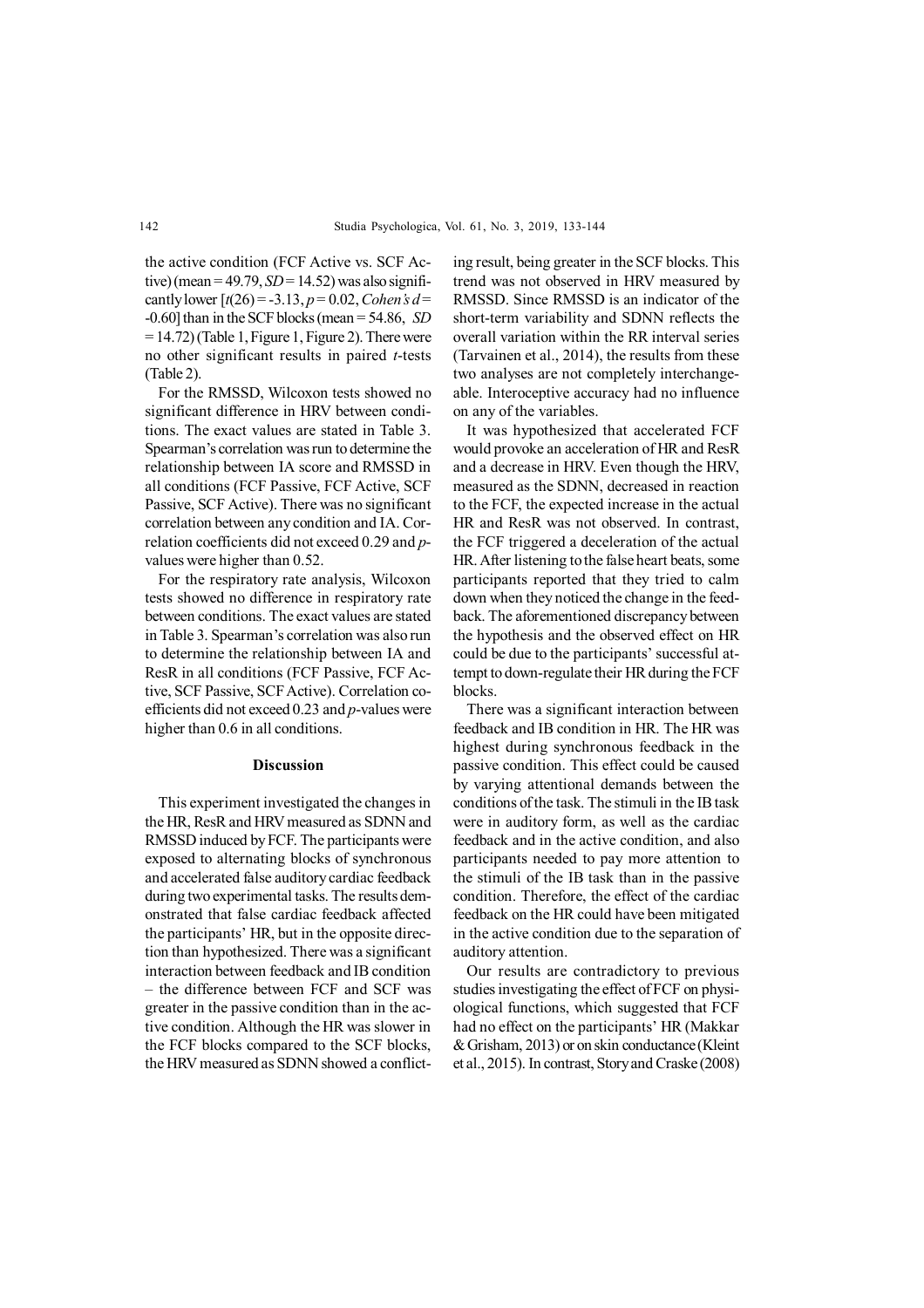the active condition (FCF Active vs. SCF Active) (mean = 49.79, *SD* = 14.52) was also significantly lower [$t(26) = -3.13$, $p = 0.02$, *Cohen's d* = -0.60] than in the SCF blocks (mean = 54.86, *SD* = 14.72) (Table 1, Figure 1, Figure 2). There were no other significant results in paired *t*-tests (Table 2).

For the RMSSD, Wilcoxon tests showed no significant difference in HRV between conditions. The exact values are stated in Table 3. Spearman's correlation was run to determine the relationship between IA score and RMSSD in all conditions (FCF Passive, FCF Active, SCF Passive, SCF Active). There was no significant correlation between any condition and IA. Correlation coefficients did not exceed 0.29 and *p*-values were higher than 0.52.

For the respiratory rate analysis, Wilcoxon tests showed no difference in respiratory rate between conditions. The exact values are stated in Table 3. Spearman's correlation was also run to determine the relationship between IA and ResR in all conditions (FCF Passive, FCF Active, SCF Passive, SCF Active). Correlation coefficients did not exceed 0.23 and *p*-values were higher than 0.6 in all conditions.

## Discussion

This experiment investigated the changes in the HR, ResR and HRV measured as SDNN and RMSSD induced by FCF. The participants were exposed to alternating blocks of synchronous and accelerated false auditory cardiac feedback during two experimental tasks. The results demonstrated that false cardiac feedback affected the participants' HR, but in the opposite direction than hypothesized. There was a significant interaction between feedback and IB condition – the difference between FCF and SCF was greater in the passive condition than in the active condition. Although the HR was slower in the FCF blocks compared to the SCF blocks, the HRV measured as SDNN showed a conflicting result, being greater in the SCF blocks. This trend was not observed in HRV measured by RMSSD. Since RMSSD is an indicator of the short-term variability and SDNN reflects the overall variation within the RR interval series (Tarvainen et al., 2014), the results from these two analyses are not completely interchangeable. Interoceptive accuracy had no influence on any of the variables.

It was hypothesized that accelerated FCF would provoke an acceleration of HR and ResR and a decrease in HRV. Even though the HRV, measured as the SDNN, decreased in reaction to the FCF, the expected increase in the actual HR and ResR was not observed. In contrast, the FCF triggered a deceleration of the actual HR. After listening to the false heart beats, some participants reported that they tried to calm down when they noticed the change in the feedback. The aforementioned discrepancy between the hypothesis and the observed effect on HR could be due to the participants' successful attempt to down-regulate their HR during the FCF blocks.

There was a significant interaction between feedback and IB condition in HR. The HR was highest during synchronous feedback in the passive condition. This effect could be caused by varying attentional demands between the conditions of the task. The stimuli in the IB task were in auditory form, as well as the cardiac feedback and in the active condition, and also participants needed to pay more attention to the stimuli of the IB task than in the passive condition. Therefore, the effect of the cardiac feedback on the HR could have been mitigated in the active condition due to the separation of auditory attention.

Our results are contradictory to previous studies investigating the effect of FCF on physiological functions, which suggested that FCF had no effect on the participants' HR (Makkar & Grisham, 2013) or on skin conductance (Kleint et al., 2015). In contrast, Story and Craske (2008)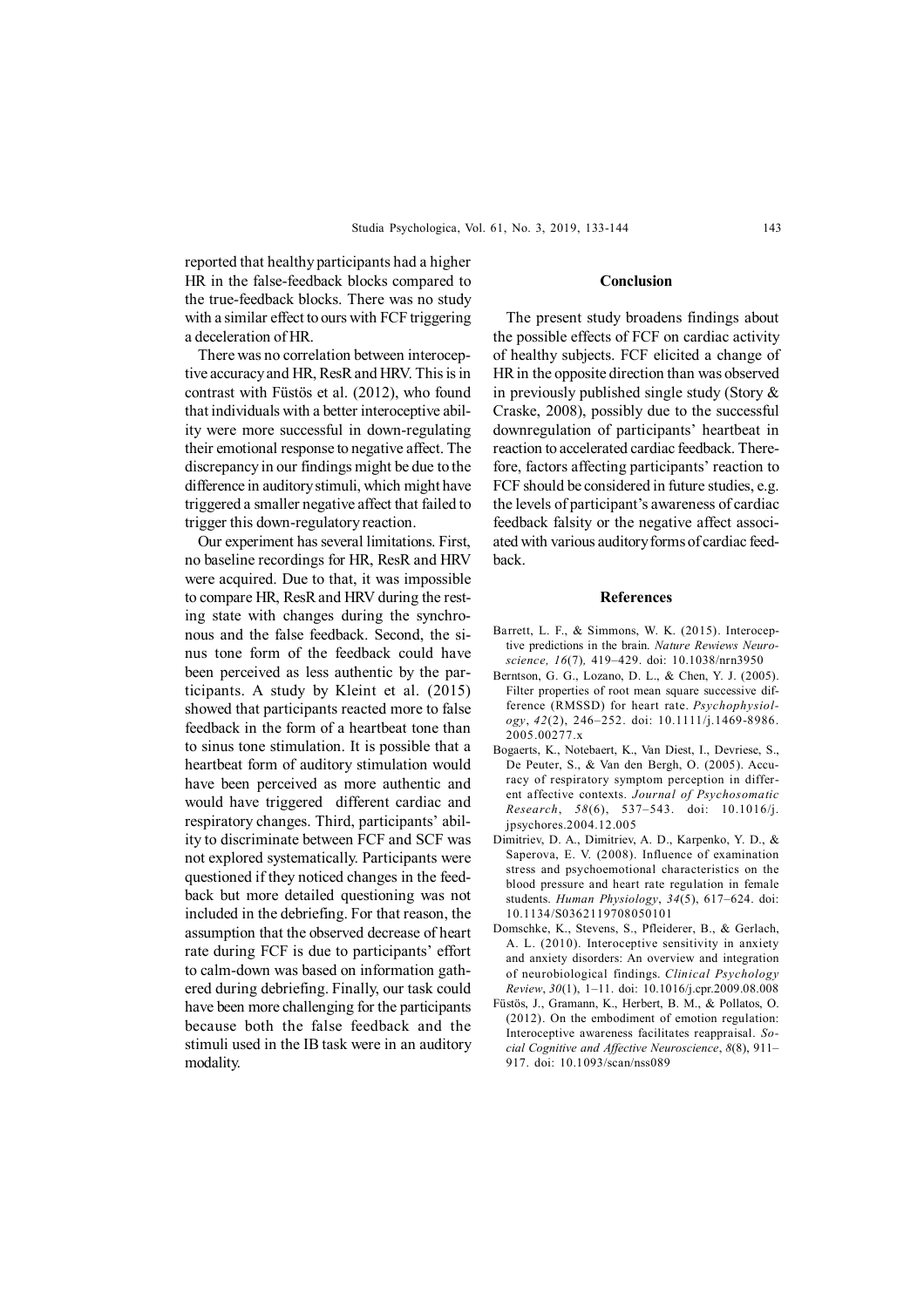reported that healthy participants had a higher HR in the false-feedback blocks compared to the true-feedback blocks. There was no study with a similar effect to ours with FCF triggering a deceleration of HR.

There was no correlation between interoceptive accuracy and HR, ResR and HRV. This is in contrast with Füstös et al. (2012), who found that individuals with a better interoceptive ability were more successful in down-regulating their emotional response to negative affect. The discrepancy in our findings might be due to the difference in auditory stimuli, which might have triggered a smaller negative affect that failed to trigger this down-regulatory reaction.

Our experiment has several limitations. First, no baseline recordings for HR, ResR and HRV were acquired. Due to that, it was impossible to compare HR, ResR and HRV during the resting state with changes during the synchronous and the false feedback. Second, the sinus tone form of the feedback could have been perceived as less authentic by the participants. A study by Kleint et al. (2015) showed that participants reacted more to false feedback in the form of a heartbeat tone than to sinus tone stimulation. It is possible that a heartbeat form of auditory stimulation would have been perceived as more authentic and would have triggered different cardiac and respiratory changes. Third, participants' ability to discriminate between FCF and SCF was not explored systematically. Participants were questioned if they noticed changes in the feedback but more detailed questioning was not included in the debriefing. For that reason, the assumption that the observed decrease of heart rate during FCF is due to participants' effort to calm-down was based on information gathered during debriefing. Finally, our task could have been more challenging for the participants because both the false feedback and the stimuli used in the IB task were in an auditory modality.

## Conclusion

The present study broadens findings about the possible effects of FCF on cardiac activity of healthy subjects. FCF elicited a change of HR in the opposite direction than was observed in previously published single study (Story & Craske, 2008), possibly due to the successful downregulation of participants' heartbeat in reaction to accelerated cardiac feedback. Therefore, factors affecting participants' reaction to FCF should be considered in future studies, e.g. the levels of participant's awareness of cardiac feedback falsity or the negative affect associated with various auditory forms of cardiac feedback.

## References

Barrett, L. F., & Simmons, W. K. (2015). Interoceptive predictions in the brain. *Nature Rewiews Neuroscience, 16*(7), 419–429. doi: 10.1038/nrn3950

Berntson, G. G., Lozano, D. L., & Chen, Y. J. (2005). Filter properties of root mean square successive difference (RMSSD) for heart rate. *Psychophysiology*, *42*(2), 246–252. doi: 10.1111/j.1469-8986.2005.00277.x

Bogaerts, K., Notebaert, K., Van Diest, I., Devriese, S., De Peuter, S., & Van den Bergh, O. (2005). Accuracy of respiratory symptom perception in different affective contexts. *Journal of Psychosomatic Research*, *58*(6), 537–543. doi: 10.1016/j.jpsychores.2004.12.005

Dimitriev, D. A., Dimitriev, A. D., Karpenko, Y. D., & Saperova, E. V. (2008). Influence of examination stress and psychoemotional characteristics on the blood pressure and heart rate regulation in female students. *Human Physiology*, *34*(5), 617–624. doi: 10.1134/S0362119708050101

Domschke, K., Stevens, S., Pfleiderer, B., & Gerlach, A. L. (2010). Interoceptive sensitivity in anxiety and anxiety disorders: An overview and integration of neurobiological findings. *Clinical Psychology Review*, *30*(1), 1–11. doi: 10.1016/j.cpr.2009.08.008

Füstös, J., Gramann, K., Herbert, B. M., & Pollatos, O. (2012). On the embodiment of emotion regulation: Interoceptive awareness facilitates reappraisal. *Social Cognitive and Affective Neuroscience*, *8*(8), 911–917. doi: 10.1093/scan/nss089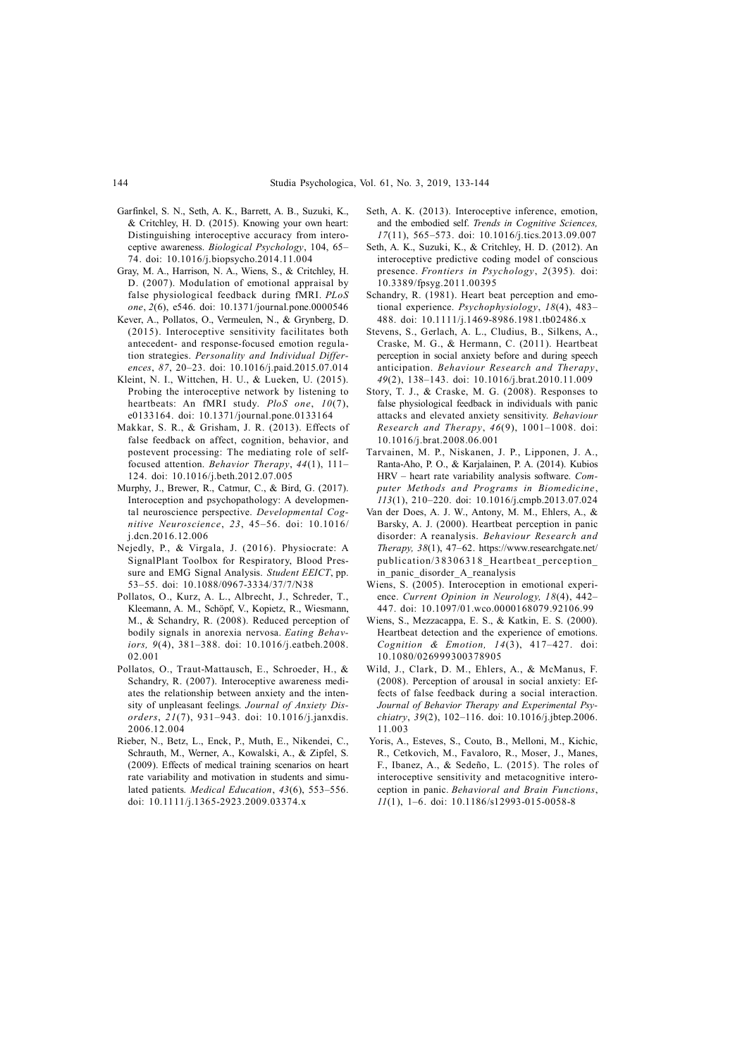Garfinkel, S. N., Seth, A. K., Barrett, A. B., Suzuki, K., & Critchley, H. D. (2015). Knowing your own heart: Distinguishing interoceptive accuracy from interoceptive awareness. *Biological Psychology*, 104, 65–74. doi: 10.1016/j.biopsycho.2014.11.004

Gray, M. A., Harrison, N. A., Wiens, S., & Critchley, H. D. (2007). Modulation of emotional appraisal by false physiological feedback during fMRI. *PLoS one*, *2*(6), e546. doi: 10.1371/journal.pone.0000546

Kever, A., Pollatos, O., Vermeulen, N., & Grynberg, D. (2015). Interoceptive sensitivity facilitates both antecedent- and response-focused emotion regulation strategies. *Personality and Individual Differences*, *87*, 20–23. doi: 10.1016/j.paid.2015.07.014

Kleint, N. I., Wittchen, H. U., & Lueken, U. (2015). Probing the interoceptive network by listening to heartbeats: An fMRI study. *PloS one*, *10*(7), e0133164. doi: 10.1371/journal.pone.0133164

Makkar, S. R., & Grisham, J. R. (2013). Effects of false feedback on affect, cognition, behavior, and postevent processing: The mediating role of self-focused attention. *Behavior Therapy*, *44*(1), 111–124. doi: 10.1016/j.beth.2012.07.005

Murphy, J., Brewer, R., Catmur, C., & Bird, G. (2017). Interoception and psychopathology: A developmental neuroscience perspective. *Developmental Cognitive Neuroscience*, *23*, 45–56. doi: 10.1016/j.dcn.2016.12.006

Nejedly, P., & Virgala, J. (2016). Physiocrate: A SignalPlant Toolbox for Respiratory, Blood Pressure and EMG Signal Analysis. *Student EEICT*, pp. 53–55. doi: 10.1088/0967-3334/37/7/N38

Pollatos, O., Kurz, A. L., Albrecht, J., Schreder, T., Kleemann, A. M., Schöpf, V., Kopietz, R., Wiesmann, M., & Schandry, R. (2008). Reduced perception of bodily signals in anorexia nervosa. *Eating Behaviors, 9*(4), 381–388. doi: 10.1016/j.eatbeh.2008.02.001

Pollatos, O., Traut-Mattausch, E., Schroeder, H., & Schandry, R. (2007). Interoceptive awareness mediates the relationship between anxiety and the intensity of unpleasant feelings. *Journal of Anxiety Disorders*, *21*(7), 931–943. doi: 10.1016/j.janxdis.2006.12.004

Rieber, N., Betz, L., Enck, P., Muth, E., Nikendei, C., Schrauth, M., Werner, A., Kowalski, A., & Zipfel, S. (2009). Effects of medical training scenarios on heart rate variability and motivation in students and simulated patients. *Medical Education*, *43*(6), 553–556. doi: 10.1111/j.1365-2923.2009.03374.x

Seth, A. K. (2013). Interoceptive inference, emotion, and the embodied self. *Trends in Cognitive Sciences, 17*(11), 565–573. doi: 10.1016/j.tics.2013.09.007

Seth, A. K., Suzuki, K., & Critchley, H. D. (2012). An interoceptive predictive coding model of conscious presence. *Frontiers in Psychology*, *2*(395). doi: 10.3389/fpsyg.2011.00395

Schandry, R. (1981). Heart beat perception and emotional experience. *Psychophysiology*, *18*(4), 483–488. doi: 10.1111/j.1469-8986.1981.tb02486.x

Stevens, S., Gerlach, A. L., Cludius, B., Silkens, A., Craske, M. G., & Hermann, C. (2011). Heartbeat perception in social anxiety before and during speech anticipation. *Behaviour Research and Therapy*, *49*(2), 138–143. doi: 10.1016/j.brat.2010.11.009

Story, T. J., & Craske, M. G. (2008). Responses to false physiological feedback in individuals with panic attacks and elevated anxiety sensitivity. *Behaviour Research and Therapy*, *46*(9), 1001–1008. doi: 10.1016/j.brat.2008.06.001

Tarvainen, M. P., Niskanen, J. P., Lipponen, J. A., Ranta-Aho, P. O., & Karjalainen, P. A. (2014). Kubios HRV – heart rate variability analysis software. *Computer Methods and Programs in Biomedicine*, *113*(1), 210–220. doi: 10.1016/j.cmpb.2013.07.024

Van der Does, A. J. W., Antony, M. M., Ehlers, A., & Barsky, A. J. (2000). Heartbeat perception in panic disorder: A reanalysis. *Behaviour Research and Therapy, 38*(1), 47–62. https://www.researchgate.net/publication/38306318_Heartbeat_perception_in_panic_disorder_A_reanalysis

Wiens, S. (2005). Interoception in emotional experience. *Current Opinion in Neurology, 18*(4), 442–447. doi: 10.1097/01.wco.0000168079.92106.99

Wiens, S., Mezzacappa, E. S., & Katkin, E. S. (2000). Heartbeat detection and the experience of emotions. *Cognition & Emotion, 14*(3), 417–427. doi: 10.1080/026999300378905

Wild, J., Clark, D. M., Ehlers, A., & McManus, F. (2008). Perception of arousal in social anxiety: Effects of false feedback during a social interaction. *Journal of Behavior Therapy and Experimental Psychiatry*, *39*(2), 102–116. doi: 10.1016/j.jbtep.2006.11.003

Yoris, A., Esteves, S., Couto, B., Melloni, M., Kichic, R., Cetkovich, M., Favaloro, R., Moser, J., Manes, F., Ibanez, A., & Sedeño, L. (2015). The roles of interoceptive sensitivity and metacognitive interoception in panic. *Behavioral and Brain Functions*, *11*(1), 1–6. doi: 10.1186/s12993-015-0058-8